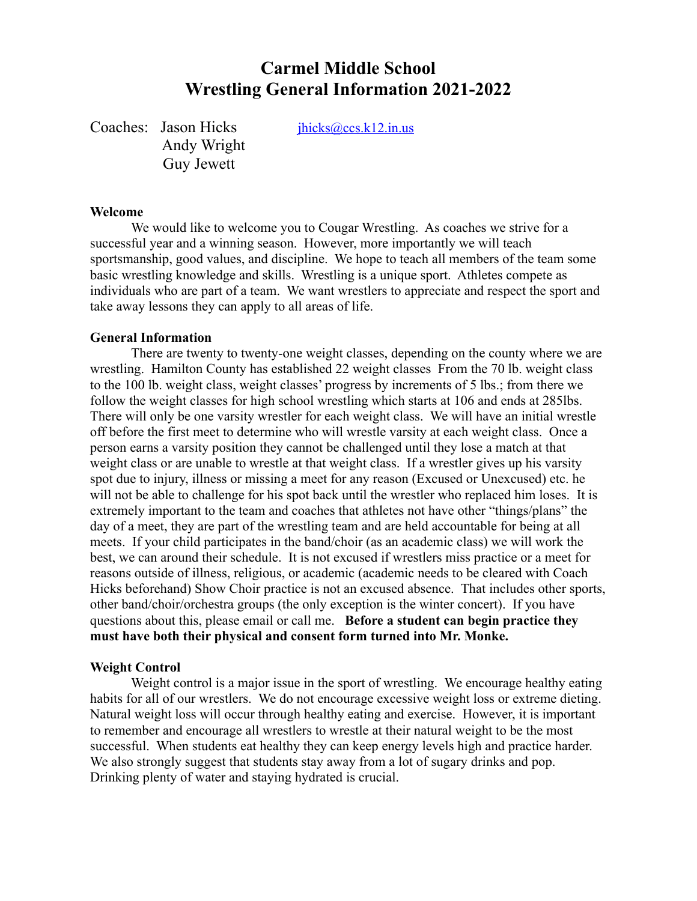# Carmel Middle School
# Wrestling General Information 2021-2022

Coaches: Jason Hicks [jhicks@ccs.k12.in.us](mailto:jhicks@ccs.k12.in.us)
Andy Wright
Guy Jewett

**Welcome**

We would like to welcome you to Cougar Wrestling. As coaches we strive for a successful year and a winning season. However, more importantly we will teach sportsmanship, good values, and discipline. We hope to teach all members of the team some basic wrestling knowledge and skills. Wrestling is a unique sport. Athletes compete as individuals who are part of a team. We want wrestlers to appreciate and respect the sport and take away lessons they can apply to all areas of life.

**General Information**

There are twenty to twenty-one weight classes, depending on the county where we are wrestling. Hamilton County has established 22 weight classes From the 70 lb. weight class to the 100 lb. weight class, weight classes' progress by increments of 5 lbs.; from there we follow the weight classes for high school wrestling which starts at 106 and ends at 285lbs. There will only be one varsity wrestler for each weight class. We will have an initial wrestle off before the first meet to determine who will wrestle varsity at each weight class. Once a person earns a varsity position they cannot be challenged until they lose a match at that weight class or are unable to wrestle at that weight class. If a wrestler gives up his varsity spot due to injury, illness or missing a meet for any reason (Excused or Unexcused) etc. he will not be able to challenge for his spot back until the wrestler who replaced him loses. It is extremely important to the team and coaches that athletes not have other "things/plans" the day of a meet, they are part of the wrestling team and are held accountable for being at all meets. If your child participates in the band/choir (as an academic class) we will work the best, we can around their schedule. It is not excused if wrestlers miss practice or a meet for reasons outside of illness, religious, or academic (academic needs to be cleared with Coach Hicks beforehand) Show Choir practice is not an excused absence. That includes other sports, other band/choir/orchestra groups (the only exception is the winter concert). If you have questions about this, please email or call me. **Before a student can begin practice they must have both their physical and consent form turned into Mr. Monke.**

**Weight Control**

Weight control is a major issue in the sport of wrestling. We encourage healthy eating habits for all of our wrestlers. We do not encourage excessive weight loss or extreme dieting. Natural weight loss will occur through healthy eating and exercise. However, it is important to remember and encourage all wrestlers to wrestle at their natural weight to be the most successful. When students eat healthy they can keep energy levels high and practice harder. We also strongly suggest that students stay away from a lot of sugary drinks and pop. Drinking plenty of water and staying hydrated is crucial.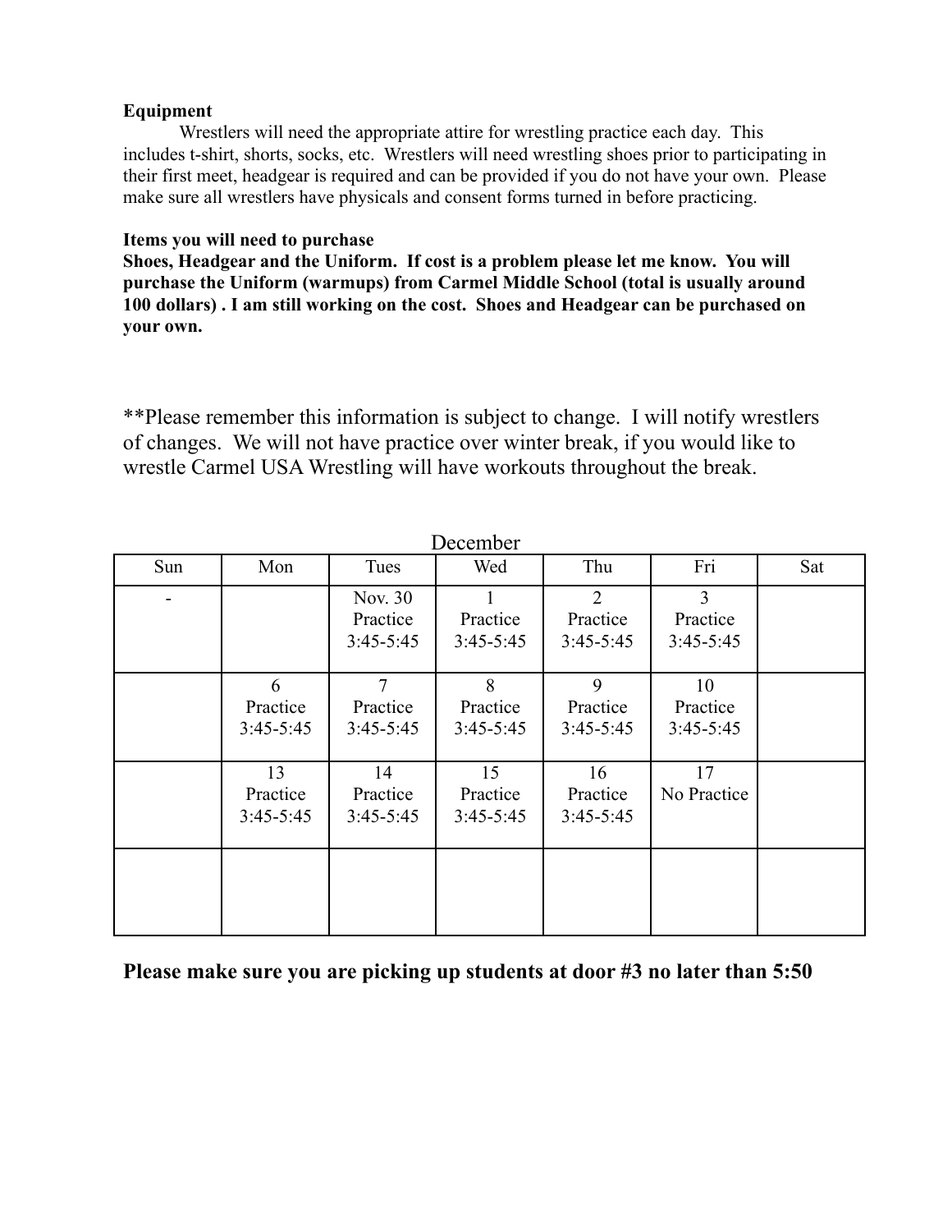**Equipment**

Wrestlers will need the appropriate attire for wrestling practice each day. This includes t-shirt, shorts, socks, etc. Wrestlers will need wrestling shoes prior to participating in their first meet, headgear is required and can be provided if you do not have your own. Please make sure all wrestlers have physicals and consent forms turned in before practicing.

**Items you will need to purchase**

**Shoes, Headgear and the Uniform. If cost is a problem please let me know. You will purchase the Uniform (warmups) from Carmel Middle School (total is usually around 100 dollars) . I am still working on the cost. Shoes and Headgear can be purchased on your own.**

**Please remember this information is subject to change. I will notify wrestlers of changes. We will not have practice over winter break, if you would like to wrestle Carmel USA Wrestling will have workouts throughout the break.

December

| Sun | Mon | Tues | Wed | Thu | Fri | Sat |
|---|---|---|---|---|---|---|
| - | | Nov. 30 Practice 3:45-5:45 | 1 Practice 3:45-5:45 | 2 Practice 3:45-5:45 | 3 Practice 3:45-5:45 | |
| | 6 Practice 3:45-5:45 | 7 Practice 3:45-5:45 | 8 Practice 3:45-5:45 | 9 Practice 3:45-5:45 | 10 Practice 3:45-5:45 | |
| | 13 Practice 3:45-5:45 | 14 Practice 3:45-5:45 | 15 Practice 3:45-5:45 | 16 Practice 3:45-5:45 | 17 No Practice | |
| | | | | | | |

**Please make sure you are picking up students at door #3 no later than 5:50**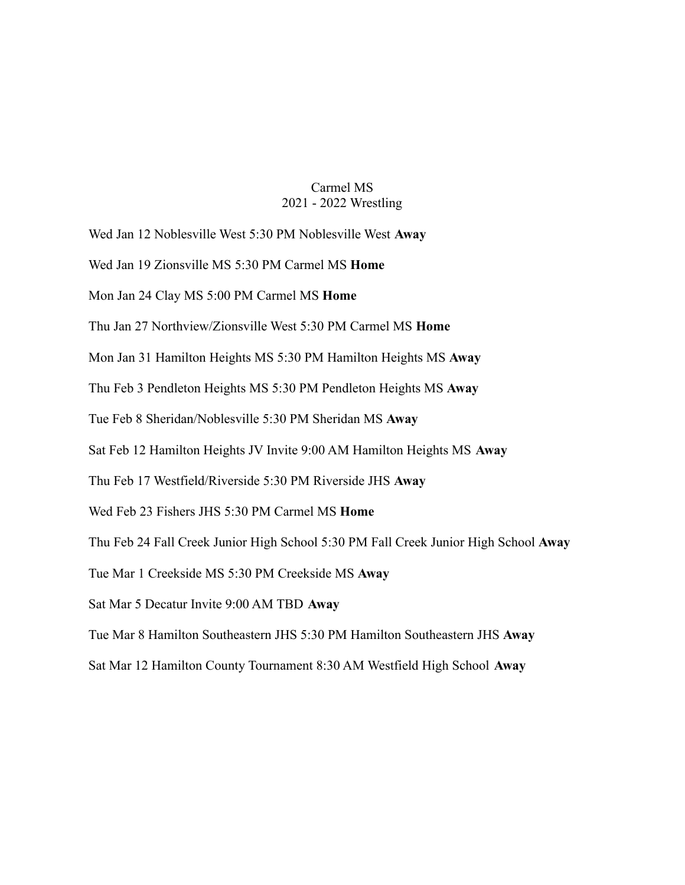Carmel MS
2021 - 2022 Wrestling

Wed Jan 12 Noblesville West 5:30 PM Noblesville West **Away**

Wed Jan 19 Zionsville MS 5:30 PM Carmel MS **Home**

Mon Jan 24 Clay MS 5:00 PM Carmel MS **Home**

Thu Jan 27 Northview/Zionsville West 5:30 PM Carmel MS **Home**

Mon Jan 31 Hamilton Heights MS 5:30 PM Hamilton Heights MS **Away**

Thu Feb 3 Pendleton Heights MS 5:30 PM Pendleton Heights MS **Away**

Tue Feb 8 Sheridan/Noblesville 5:30 PM Sheridan MS **Away**

Sat Feb 12 Hamilton Heights JV Invite 9:00 AM Hamilton Heights MS **Away**

Thu Feb 17 Westfield/Riverside 5:30 PM Riverside JHS **Away**

Wed Feb 23 Fishers JHS 5:30 PM Carmel MS **Home**

Thu Feb 24 Fall Creek Junior High School 5:30 PM Fall Creek Junior High School **Away**

Tue Mar 1 Creekside MS 5:30 PM Creekside MS **Away**

Sat Mar 5 Decatur Invite 9:00 AM TBD **Away**

Tue Mar 8 Hamilton Southeastern JHS 5:30 PM Hamilton Southeastern JHS **Away**

Sat Mar 12 Hamilton County Tournament 8:30 AM Westfield High School **Away**